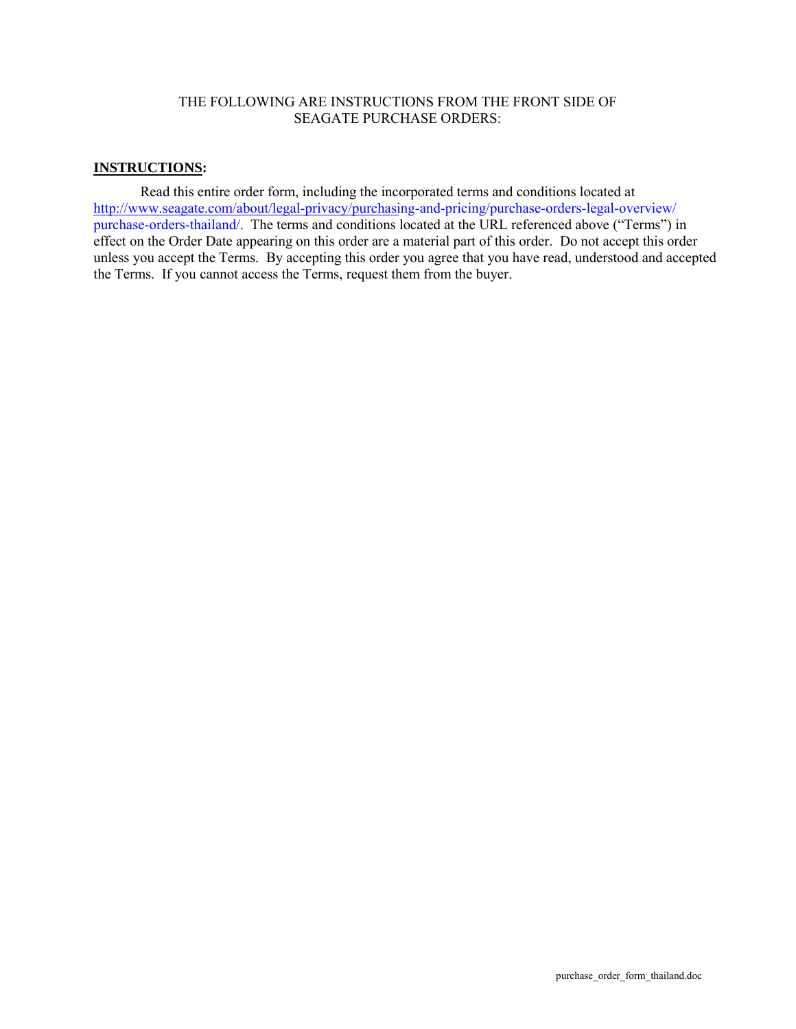THE FOLLOWING ARE INSTRUCTIONS FROM THE FRONT SIDE OF SEAGATE PURCHASE ORDERS:

**INSTRUCTIONS:**

Read this entire order form, including the incorporated terms and conditions located at http://www.seagate.com/about/legal-privacy/purchasing-and-pricing/purchase-orders-legal-overview/purchase-orders-thailand/. The terms and conditions located at the URL referenced above ("Terms") in effect on the Order Date appearing on this order are a material part of this order. Do not accept this order unless you accept the Terms. By accepting this order you agree that you have read, understood and accepted the Terms. If you cannot access the Terms, request them from the buyer.

purchase_order_form_thailand.doc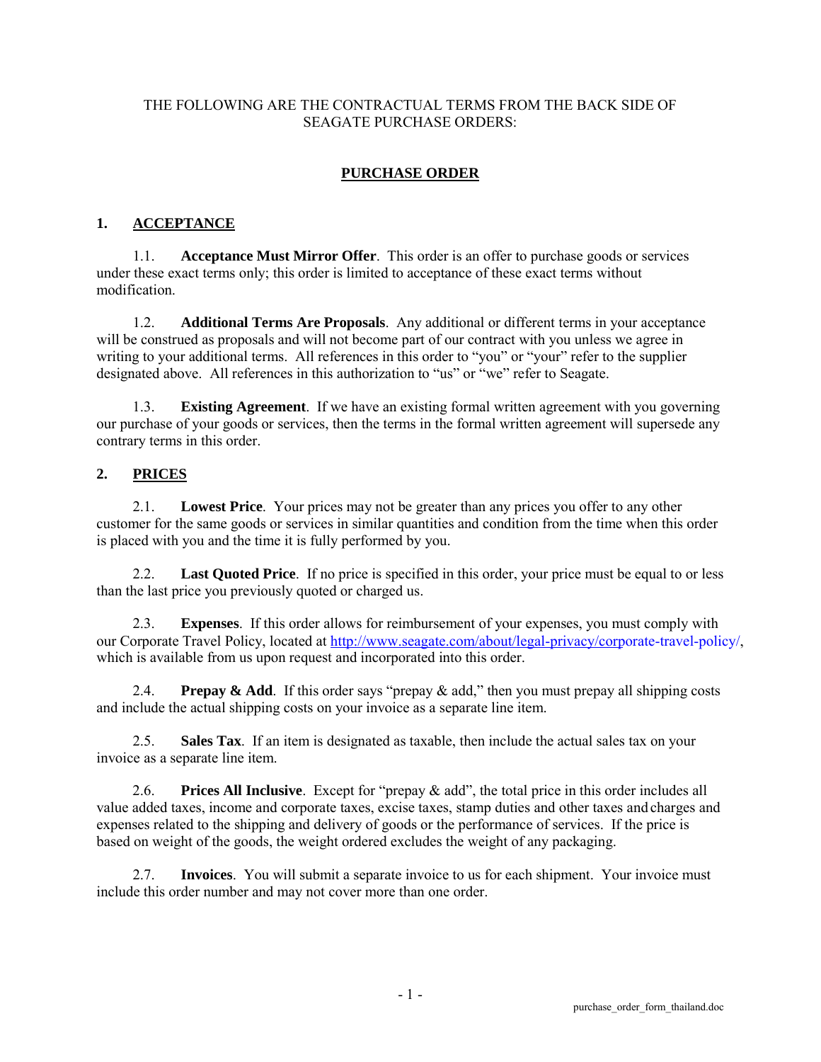THE FOLLOWING ARE THE CONTRACTUAL TERMS FROM THE BACK SIDE OF SEAGATE PURCHASE ORDERS:

# PURCHASE ORDER

## 1. ACCEPTANCE

1.1. **Acceptance Must Mirror Offer**. This order is an offer to purchase goods or services under these exact terms only; this order is limited to acceptance of these exact terms without modification.

1.2. **Additional Terms Are Proposals**. Any additional or different terms in your acceptance will be construed as proposals and will not become part of our contract with you unless we agree in writing to your additional terms. All references in this order to "you" or "your" refer to the supplier designated above. All references in this authorization to "us" or "we" refer to Seagate.

1.3. **Existing Agreement**. If we have an existing formal written agreement with you governing our purchase of your goods or services, then the terms in the formal written agreement will supersede any contrary terms in this order.

## 2. PRICES

2.1. **Lowest Price**. Your prices may not be greater than any prices you offer to any other customer for the same goods or services in similar quantities and condition from the time when this order is placed with you and the time it is fully performed by you.

2.2. **Last Quoted Price**. If no price is specified in this order, your price must be equal to or less than the last price you previously quoted or charged us.

2.3. **Expenses**. If this order allows for reimbursement of your expenses, you must comply with our Corporate Travel Policy, located at http://www.seagate.com/about/legal-privacy/corporate-travel-policy/, which is available from us upon request and incorporated into this order.

2.4. **Prepay & Add**. If this order says "prepay & add," then you must prepay all shipping costs and include the actual shipping costs on your invoice as a separate line item.

2.5. **Sales Tax**. If an item is designated as taxable, then include the actual sales tax on your invoice as a separate line item.

2.6. **Prices All Inclusive**. Except for "prepay & add", the total price in this order includes all value added taxes, income and corporate taxes, excise taxes, stamp duties and other taxes and charges and expenses related to the shipping and delivery of goods or the performance of services. If the price is based on weight of the goods, the weight ordered excludes the weight of any packaging.

2.7. **Invoices**. You will submit a separate invoice to us for each shipment. Your invoice must include this order number and may not cover more than one order.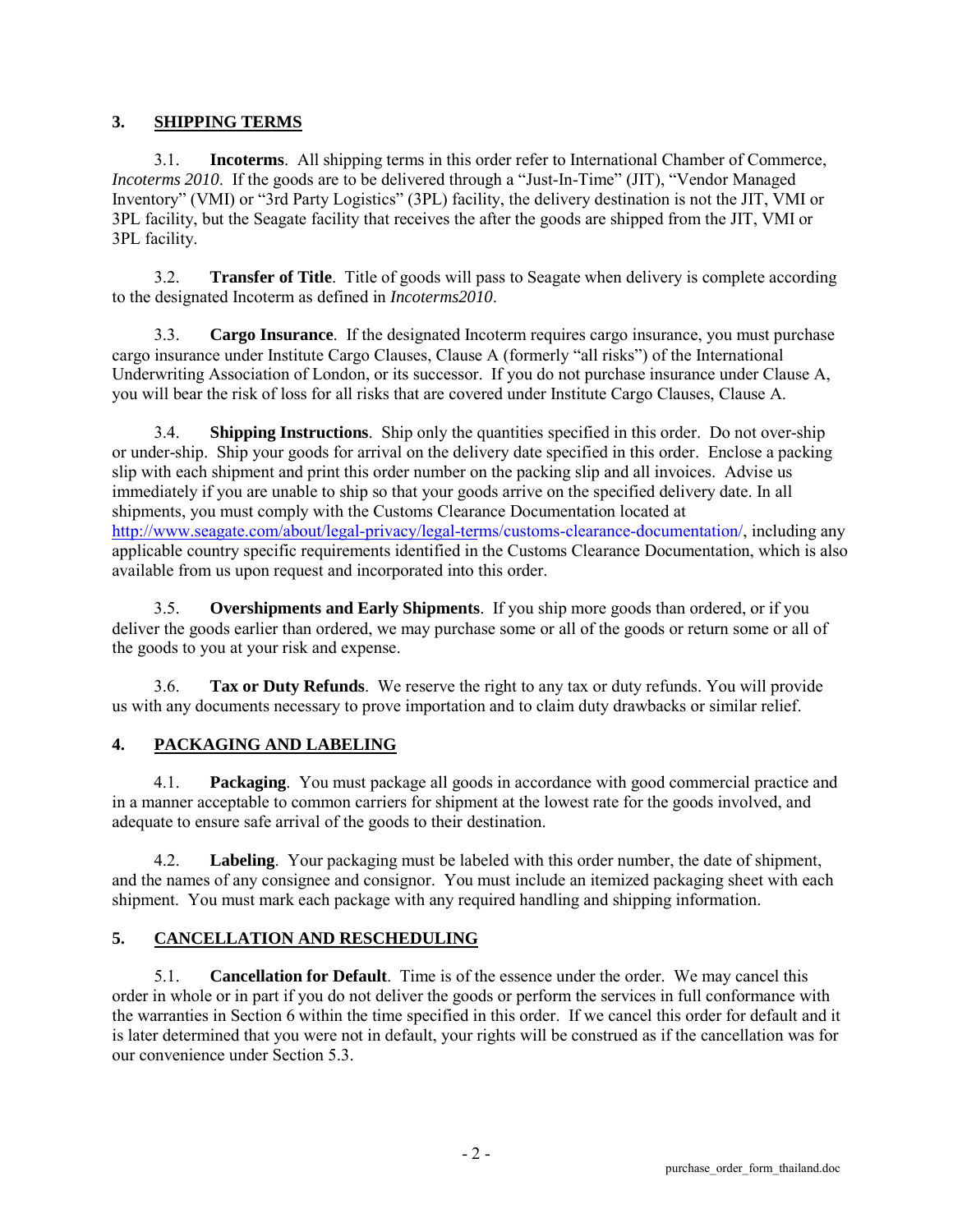## 3. SHIPPING TERMS

3.1. **Incoterms**. All shipping terms in this order refer to International Chamber of Commerce, *Incoterms 2010*. If the goods are to be delivered through a "Just-In-Time" (JIT), "Vendor Managed Inventory" (VMI) or "3rd Party Logistics" (3PL) facility, the delivery destination is not the JIT, VMI or 3PL facility, but the Seagate facility that receives the after the goods are shipped from the JIT, VMI or 3PL facility.

3.2. **Transfer of Title**. Title of goods will pass to Seagate when delivery is complete according to the designated Incoterm as defined in *Incoterms2010*.

3.3. **Cargo Insurance**. If the designated Incoterm requires cargo insurance, you must purchase cargo insurance under Institute Cargo Clauses, Clause A (formerly "all risks") of the International Underwriting Association of London, or its successor. If you do not purchase insurance under Clause A, you will bear the risk of loss for all risks that are covered under Institute Cargo Clauses, Clause A.

3.4. **Shipping Instructions**. Ship only the quantities specified in this order. Do not over-ship or under-ship. Ship your goods for arrival on the delivery date specified in this order. Enclose a packing slip with each shipment and print this order number on the packing slip and all invoices. Advise us immediately if you are unable to ship so that your goods arrive on the specified delivery date. In all shipments, you must comply with the Customs Clearance Documentation located at http://www.seagate.com/about/legal-privacy/legal-terms/customs-clearance-documentation/, including any applicable country specific requirements identified in the Customs Clearance Documentation, which is also available from us upon request and incorporated into this order.

3.5. **Overshipments and Early Shipments**. If you ship more goods than ordered, or if you deliver the goods earlier than ordered, we may purchase some or all of the goods or return some or all of the goods to you at your risk and expense.

3.6. **Tax or Duty Refunds**. We reserve the right to any tax or duty refunds. You will provide us with any documents necessary to prove importation and to claim duty drawbacks or similar relief.

## 4. PACKAGING AND LABELING

4.1. **Packaging**. You must package all goods in accordance with good commercial practice and in a manner acceptable to common carriers for shipment at the lowest rate for the goods involved, and adequate to ensure safe arrival of the goods to their destination.

4.2. **Labeling**. Your packaging must be labeled with this order number, the date of shipment, and the names of any consignee and consignor. You must include an itemized packaging sheet with each shipment. You must mark each package with any required handling and shipping information.

## 5. CANCELLATION AND RESCHEDULING

5.1. **Cancellation for Default**. Time is of the essence under the order. We may cancel this order in whole or in part if you do not deliver the goods or perform the services in full conformance with the warranties in Section 6 within the time specified in this order. If we cancel this order for default and it is later determined that you were not in default, your rights will be construed as if the cancellation was for our convenience under Section 5.3.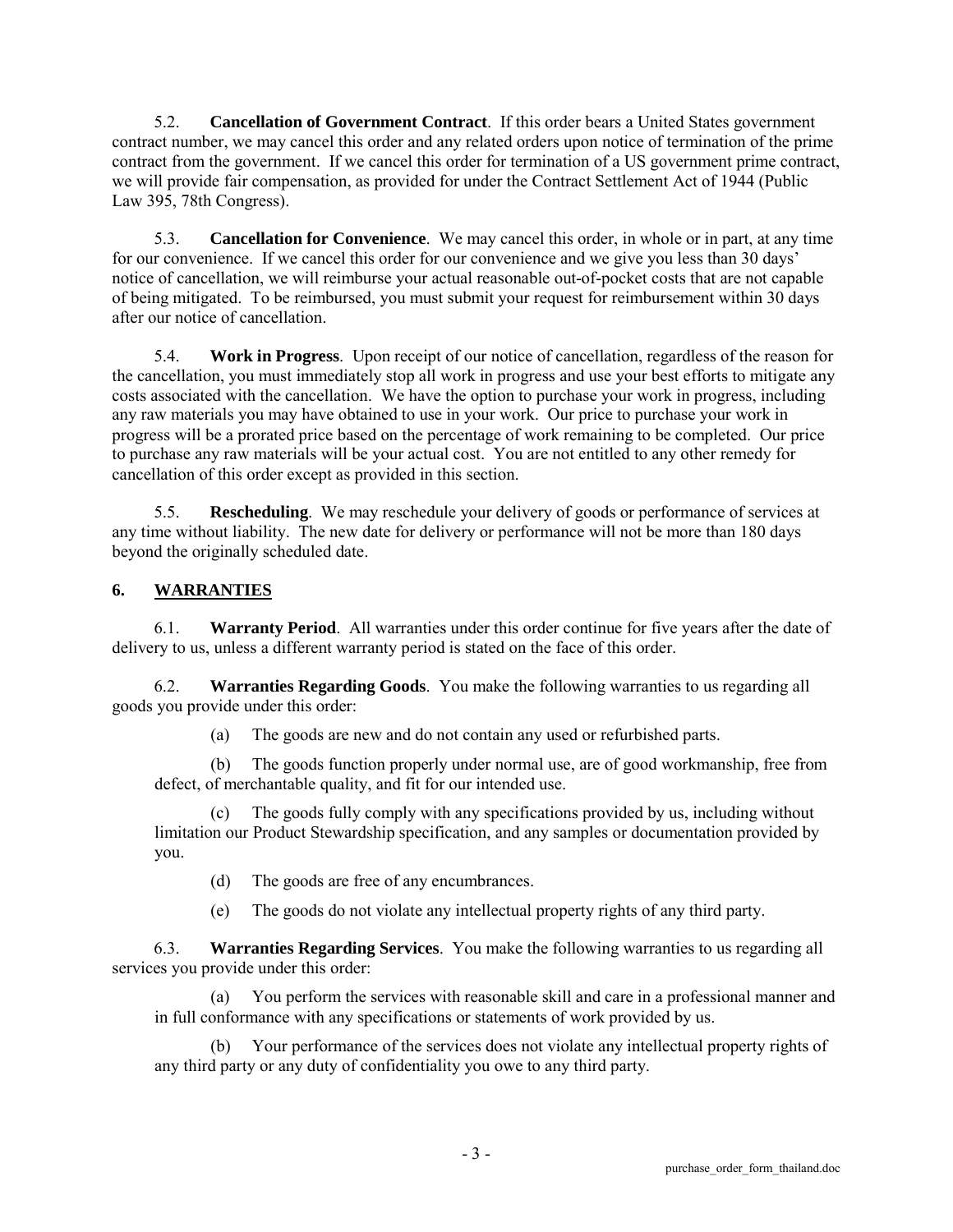5.2. **Cancellation of Government Contract**. If this order bears a United States government contract number, we may cancel this order and any related orders upon notice of termination of the prime contract from the government. If we cancel this order for termination of a US government prime contract, we will provide fair compensation, as provided for under the Contract Settlement Act of 1944 (Public Law 395, 78th Congress).

5.3. **Cancellation for Convenience**. We may cancel this order, in whole or in part, at any time for our convenience. If we cancel this order for our convenience and we give you less than 30 days' notice of cancellation, we will reimburse your actual reasonable out-of-pocket costs that are not capable of being mitigated. To be reimbursed, you must submit your request for reimbursement within 30 days after our notice of cancellation.

5.4. **Work in Progress**. Upon receipt of our notice of cancellation, regardless of the reason for the cancellation, you must immediately stop all work in progress and use your best efforts to mitigate any costs associated with the cancellation. We have the option to purchase your work in progress, including any raw materials you may have obtained to use in your work. Our price to purchase your work in progress will be a prorated price based on the percentage of work remaining to be completed. Our price to purchase any raw materials will be your actual cost. You are not entitled to any other remedy for cancellation of this order except as provided in this section.

5.5. **Rescheduling**. We may reschedule your delivery of goods or performance of services at any time without liability. The new date for delivery or performance will not be more than 180 days beyond the originally scheduled date.

## 6. WARRANTIES

6.1. **Warranty Period**. All warranties under this order continue for five years after the date of delivery to us, unless a different warranty period is stated on the face of this order.

6.2. **Warranties Regarding Goods**. You make the following warranties to us regarding all goods you provide under this order:

(a) The goods are new and do not contain any used or refurbished parts.

(b) The goods function properly under normal use, are of good workmanship, free from defect, of merchantable quality, and fit for our intended use.

(c) The goods fully comply with any specifications provided by us, including without limitation our Product Stewardship specification, and any samples or documentation provided by you.

(d) The goods are free of any encumbrances.

(e) The goods do not violate any intellectual property rights of any third party.

6.3. **Warranties Regarding Services**. You make the following warranties to us regarding all services you provide under this order:

(a) You perform the services with reasonable skill and care in a professional manner and in full conformance with any specifications or statements of work provided by us.

(b) Your performance of the services does not violate any intellectual property rights of any third party or any duty of confidentiality you owe to any third party.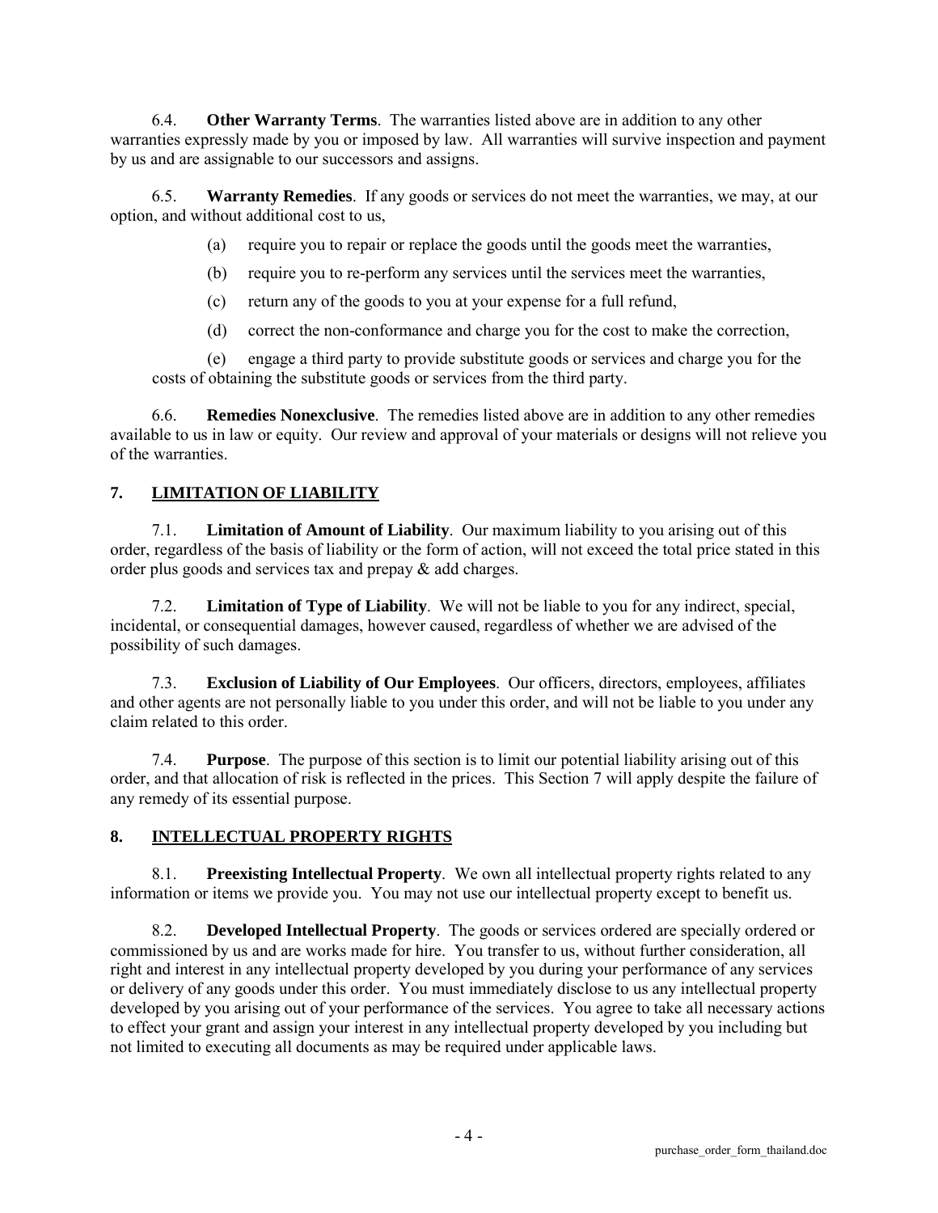6.4. **Other Warranty Terms**. The warranties listed above are in addition to any other warranties expressly made by you or imposed by law. All warranties will survive inspection and payment by us and are assignable to our successors and assigns.

6.5. **Warranty Remedies**. If any goods or services do not meet the warranties, we may, at our option, and without additional cost to us,

(a) require you to repair or replace the goods until the goods meet the warranties,

(b) require you to re-perform any services until the services meet the warranties,

(c) return any of the goods to you at your expense for a full refund,

(d) correct the non-conformance and charge you for the cost to make the correction,

(e) engage a third party to provide substitute goods or services and charge you for the costs of obtaining the substitute goods or services from the third party.

6.6. **Remedies Nonexclusive**. The remedies listed above are in addition to any other remedies available to us in law or equity. Our review and approval of your materials or designs will not relieve you of the warranties.

## 7. LIMITATION OF LIABILITY

7.1. **Limitation of Amount of Liability**. Our maximum liability to you arising out of this order, regardless of the basis of liability or the form of action, will not exceed the total price stated in this order plus goods and services tax and prepay & add charges.

7.2. **Limitation of Type of Liability**. We will not be liable to you for any indirect, special, incidental, or consequential damages, however caused, regardless of whether we are advised of the possibility of such damages.

7.3. **Exclusion of Liability of Our Employees**. Our officers, directors, employees, affiliates and other agents are not personally liable to you under this order, and will not be liable to you under any claim related to this order.

7.4. **Purpose**. The purpose of this section is to limit our potential liability arising out of this order, and that allocation of risk is reflected in the prices. This Section 7 will apply despite the failure of any remedy of its essential purpose.

## 8. INTELLECTUAL PROPERTY RIGHTS

8.1. **Preexisting Intellectual Property**. We own all intellectual property rights related to any information or items we provide you. You may not use our intellectual property except to benefit us.

8.2. **Developed Intellectual Property**. The goods or services ordered are specially ordered or commissioned by us and are works made for hire. You transfer to us, without further consideration, all right and interest in any intellectual property developed by you during your performance of any services or delivery of any goods under this order. You must immediately disclose to us any intellectual property developed by you arising out of your performance of the services. You agree to take all necessary actions to effect your grant and assign your interest in any intellectual property developed by you including but not limited to executing all documents as may be required under applicable laws.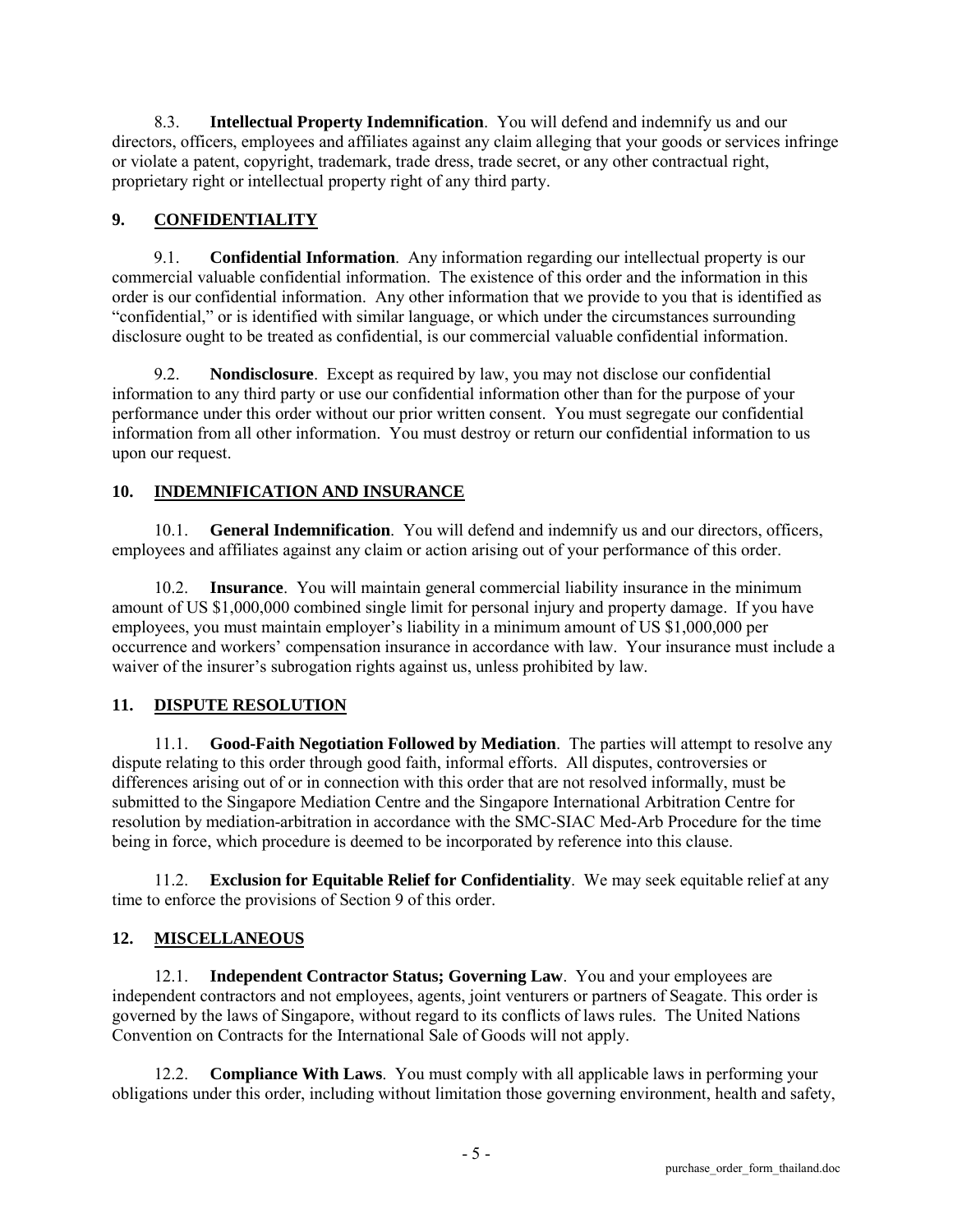8.3. **Intellectual Property Indemnification**. You will defend and indemnify us and our directors, officers, employees and affiliates against any claim alleging that your goods or services infringe or violate a patent, copyright, trademark, trade dress, trade secret, or any other contractual right, proprietary right or intellectual property right of any third party.

## 9. CONFIDENTIALITY

9.1. **Confidential Information**. Any information regarding our intellectual property is our commercial valuable confidential information. The existence of this order and the information in this order is our confidential information. Any other information that we provide to you that is identified as "confidential," or is identified with similar language, or which under the circumstances surrounding disclosure ought to be treated as confidential, is our commercial valuable confidential information.

9.2. **Nondisclosure**. Except as required by law, you may not disclose our confidential information to any third party or use our confidential information other than for the purpose of your performance under this order without our prior written consent. You must segregate our confidential information from all other information. You must destroy or return our confidential information to us upon our request.

## 10. INDEMNIFICATION AND INSURANCE

10.1. **General Indemnification**. You will defend and indemnify us and our directors, officers, employees and affiliates against any claim or action arising out of your performance of this order.

10.2. **Insurance**. You will maintain general commercial liability insurance in the minimum amount of US $1,000,000 combined single limit for personal injury and property damage. If you have employees, you must maintain employer's liability in a minimum amount of US $1,000,000 per occurrence and workers' compensation insurance in accordance with law. Your insurance must include a waiver of the insurer's subrogation rights against us, unless prohibited by law.

## 11. DISPUTE RESOLUTION

11.1. **Good-Faith Negotiation Followed by Mediation**. The parties will attempt to resolve any dispute relating to this order through good faith, informal efforts. All disputes, controversies or differences arising out of or in connection with this order that are not resolved informally, must be submitted to the Singapore Mediation Centre and the Singapore International Arbitration Centre for resolution by mediation-arbitration in accordance with the SMC-SIAC Med-Arb Procedure for the time being in force, which procedure is deemed to be incorporated by reference into this clause.

11.2. **Exclusion for Equitable Relief for Confidentiality**. We may seek equitable relief at any time to enforce the provisions of Section 9 of this order.

## 12. MISCELLANEOUS

12.1. **Independent Contractor Status; Governing Law**. You and your employees are independent contractors and not employees, agents, joint venturers or partners of Seagate. This order is governed by the laws of Singapore, without regard to its conflicts of laws rules. The United Nations Convention on Contracts for the International Sale of Goods will not apply.

12.2. **Compliance With Laws**. You must comply with all applicable laws in performing your obligations under this order, including without limitation those governing environment, health and safety,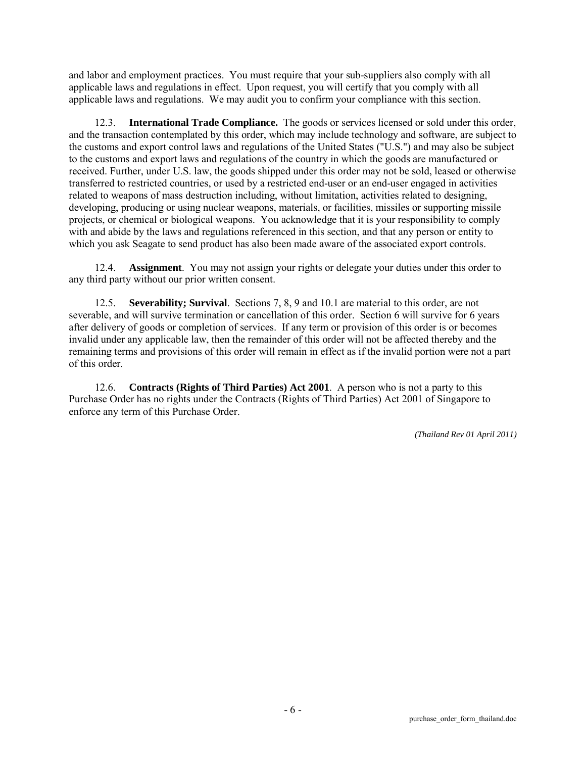and labor and employment practices. You must require that your sub-suppliers also comply with all applicable laws and regulations in effect. Upon request, you will certify that you comply with all applicable laws and regulations. We may audit you to confirm your compliance with this section.

12.3. **International Trade Compliance.** The goods or services licensed or sold under this order, and the transaction contemplated by this order, which may include technology and software, are subject to the customs and export control laws and regulations of the United States ("U.S.") and may also be subject to the customs and export laws and regulations of the country in which the goods are manufactured or received. Further, under U.S. law, the goods shipped under this order may not be sold, leased or otherwise transferred to restricted countries, or used by a restricted end-user or an end-user engaged in activities related to weapons of mass destruction including, without limitation, activities related to designing, developing, producing or using nuclear weapons, materials, or facilities, missiles or supporting missile projects, or chemical or biological weapons. You acknowledge that it is your responsibility to comply with and abide by the laws and regulations referenced in this section, and that any person or entity to which you ask Seagate to send product has also been made aware of the associated export controls.

12.4. **Assignment**. You may not assign your rights or delegate your duties under this order to any third party without our prior written consent.

12.5. **Severability; Survival**. Sections 7, 8, 9 and 10.1 are material to this order, are not severable, and will survive termination or cancellation of this order. Section 6 will survive for 6 years after delivery of goods or completion of services. If any term or provision of this order is or becomes invalid under any applicable law, then the remainder of this order will not be affected thereby and the remaining terms and provisions of this order will remain in effect as if the invalid portion were not a part of this order.

12.6. **Contracts (Rights of Third Parties) Act 2001**. A person who is not a party to this Purchase Order has no rights under the Contracts (Rights of Third Parties) Act 2001 of Singapore to enforce any term of this Purchase Order.

*(Thailand Rev 01 April 2011)*